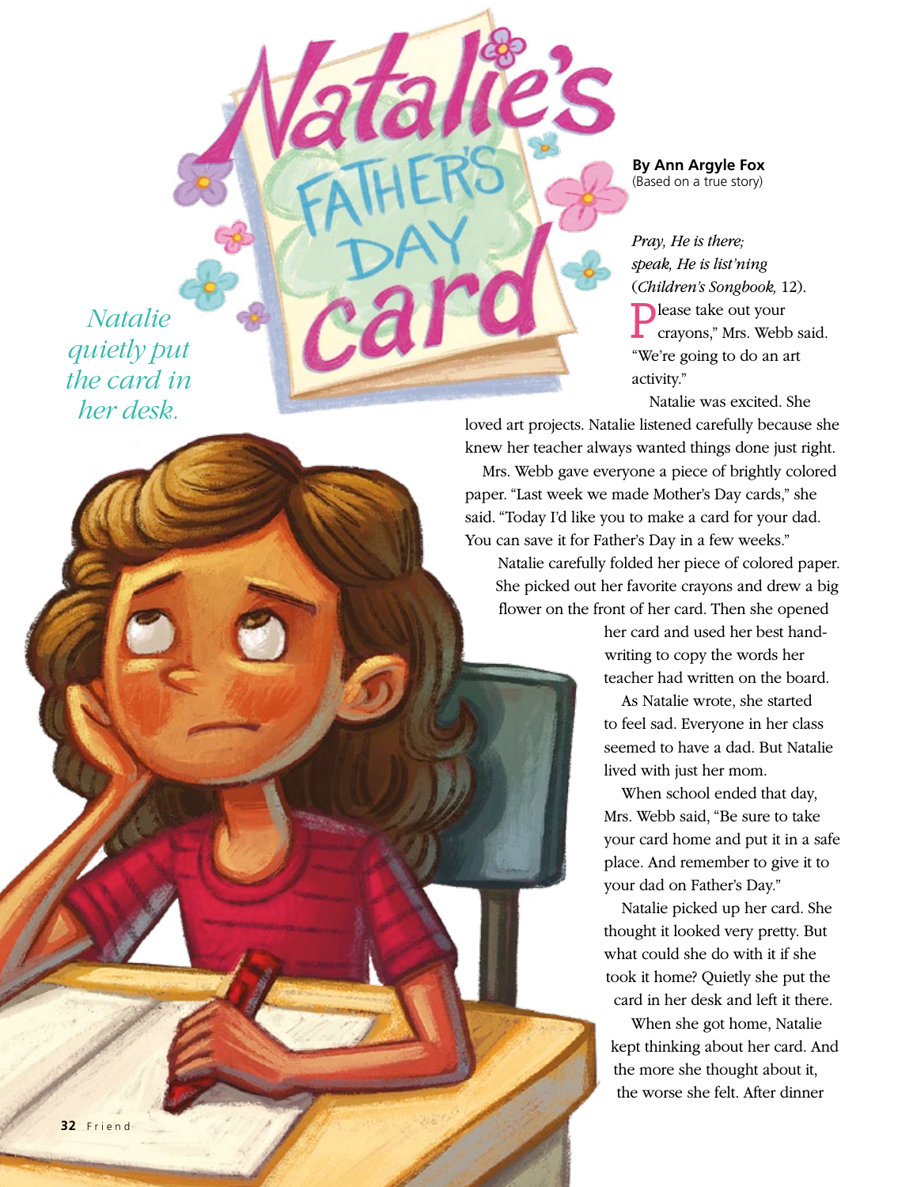# Natalie's Father's Day Card

**By Ann Argyle Fox**
(Based on a true story)

*Natalie quietly put the card in her desk.*

*Pray, He is there;*
*speak, He is list'ning*
(*Children's Songbook,* 12).

"Please take out your crayons," Mrs. Webb said. "We're going to do an art activity."

Natalie was excited. She loved art projects. Natalie listened carefully because she knew her teacher always wanted things done just right.

Mrs. Webb gave everyone a piece of brightly colored paper. "Last week we made Mother's Day cards," she said. "Today I'd like you to make a card for your dad. You can save it for Father's Day in a few weeks."

Natalie carefully folded her piece of colored paper. She picked out her favorite crayons and drew a big flower on the front of her card. Then she opened her card and used her best handwriting to copy the words her teacher had written on the board.

As Natalie wrote, she started to feel sad. Everyone in her class seemed to have a dad. But Natalie lived with just her mom.

When school ended that day, Mrs. Webb said, "Be sure to take your card home and put it in a safe place. And remember to give it to your dad on Father's Day."

Natalie picked up her card. She thought it looked very pretty. But what could she do with it if she took it home? Quietly she put the card in her desk and left it there.

When she got home, Natalie kept thinking about her card. And the more she thought about it, the worse she felt. After dinner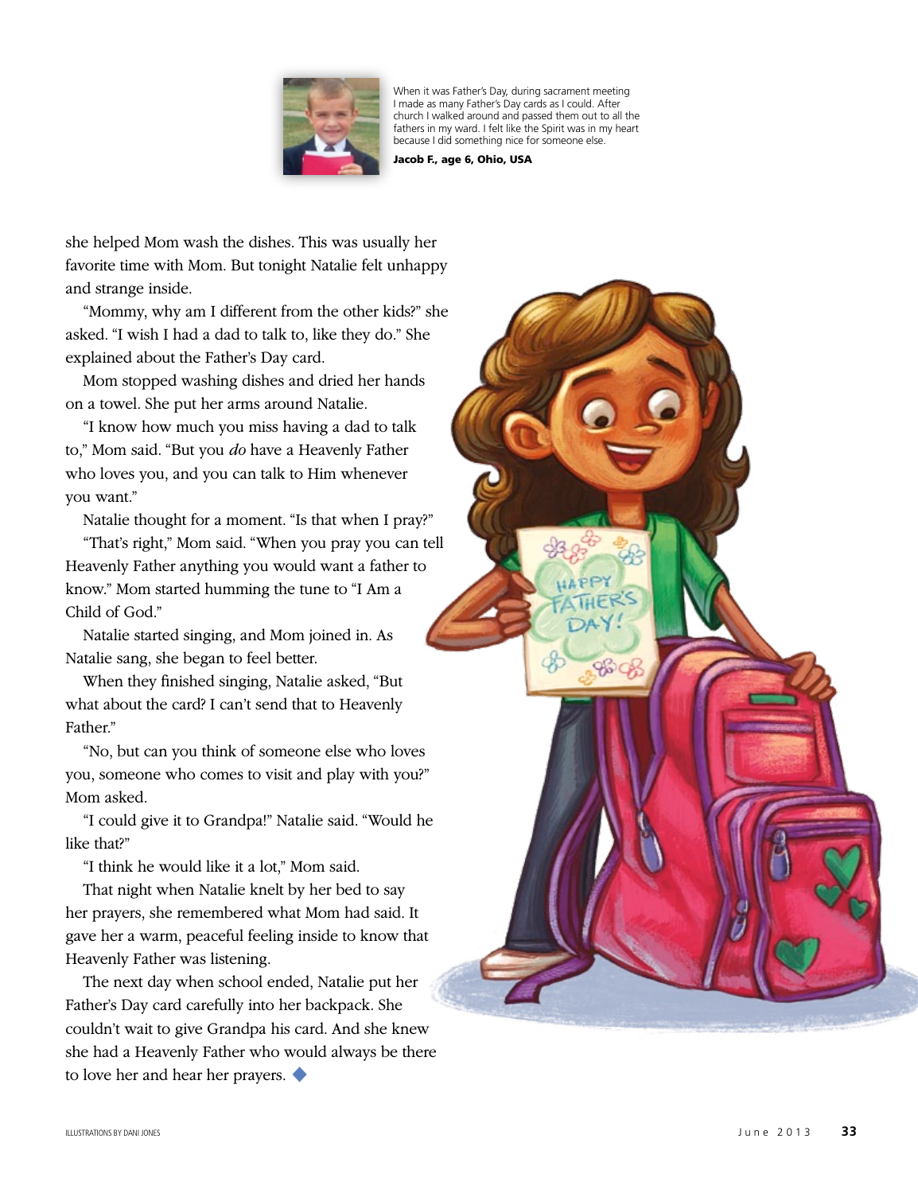When it was Father's Day, during sacrament meeting I made as many Father's Day cards as I could. After church I walked around and passed them out to all the fathers in my ward. I felt like the Spirit was in my heart because I did something nice for someone else.

**Jacob F., age 6, Ohio, USA**

she helped Mom wash the dishes. This was usually her favorite time with Mom. But tonight Natalie felt unhappy and strange inside.

"Mommy, why am I different from the other kids?" she asked. "I wish I had a dad to talk to, like they do." She explained about the Father's Day card.

Mom stopped washing dishes and dried her hands on a towel. She put her arms around Natalie.

"I know how much you miss having a dad to talk to," Mom said. "But you *do* have a Heavenly Father who loves you, and you can talk to Him whenever you want."

Natalie thought for a moment. "Is that when I pray?"

"That's right," Mom said. "When you pray you can tell Heavenly Father anything you would want a father to know." Mom started humming the tune to "I Am a Child of God."

Natalie started singing, and Mom joined in. As Natalie sang, she began to feel better.

When they finished singing, Natalie asked, "But what about the card? I can't send that to Heavenly Father."

"No, but can you think of someone else who loves you, someone who comes to visit and play with you?" Mom asked.

"I could give it to Grandpa!" Natalie said. "Would he like that?"

"I think he would like it a lot," Mom said.

That night when Natalie knelt by her bed to say her prayers, she remembered what Mom had said. It gave her a warm, peaceful feeling inside to know that Heavenly Father was listening.

The next day when school ended, Natalie put her Father's Day card carefully into her backpack. She couldn't wait to give Grandpa his card. And she knew she had a Heavenly Father who would always be there to love her and hear her prayers. ◆

ILLUSTRATIONS BY DANI JONES